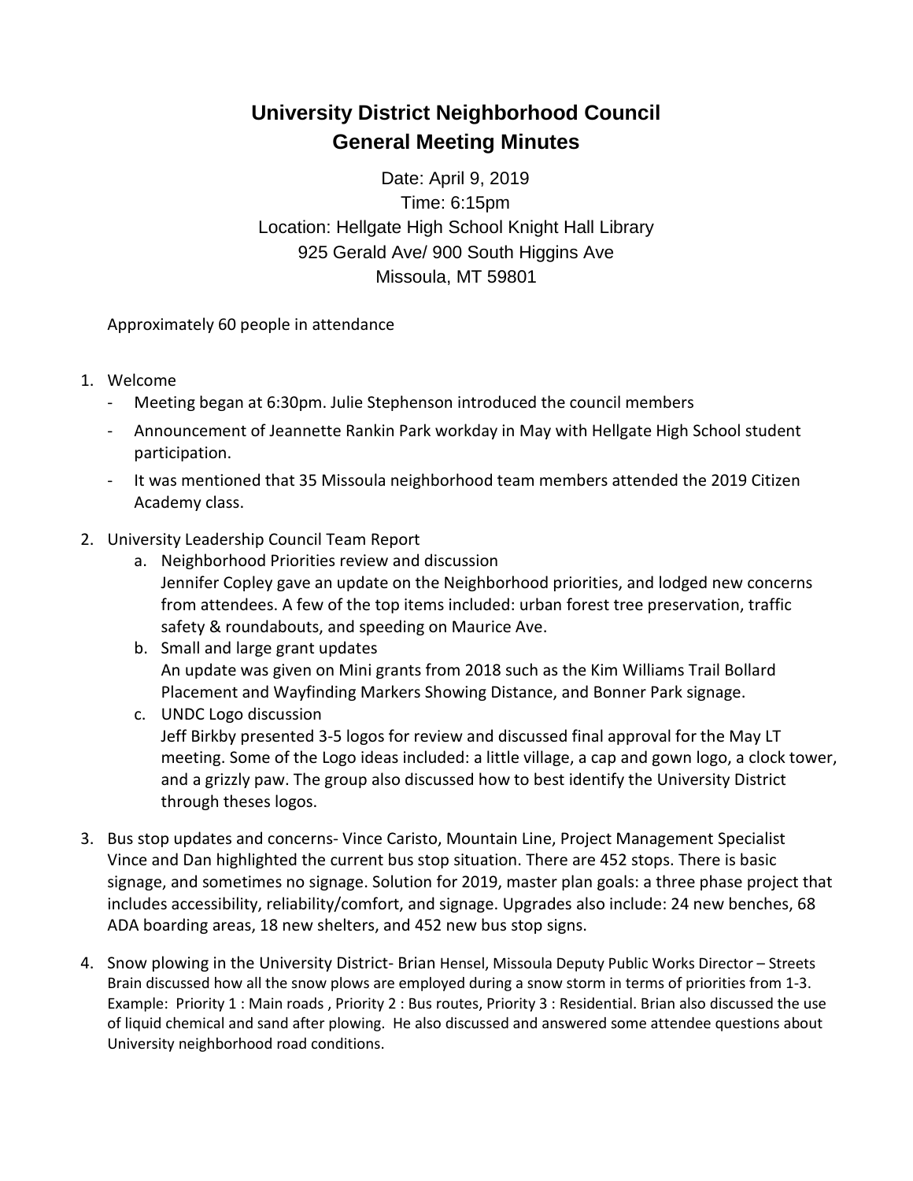# University District Neighborhood Council
## General Meeting Minutes

Date: April 9, 2019
Time: 6:15pm
Location: Hellgate High School Knight Hall Library
925 Gerald Ave/ 900 South Higgins Ave
Missoula, MT 59801

Approximately 60 people in attendance

1. Welcome
   - Meeting began at 6:30pm. Julie Stephenson introduced the council members
   - Announcement of Jeannette Rankin Park workday in May with Hellgate High School student participation.
   - It was mentioned that 35 Missoula neighborhood team members attended the 2019 Citizen Academy class.
2. University Leadership Council Team Report
   a. Neighborhood Priorities review and discussion
      Jennifer Copley gave an update on the Neighborhood priorities, and lodged new concerns from attendees. A few of the top items included: urban forest tree preservation, traffic safety & roundabouts, and speeding on Maurice Ave.
   b. Small and large grant updates
      An update was given on Mini grants from 2018 such as the Kim Williams Trail Bollard Placement and Wayfinding Markers Showing Distance, and Bonner Park signage.
   c. UNDC Logo discussion
      Jeff Birkby presented 3-5 logos for review and discussed final approval for the May LT meeting. Some of the Logo ideas included: a little village, a cap and gown logo, a clock tower, and a grizzly paw. The group also discussed how to best identify the University District through theses logos.
3. Bus stop updates and concerns- Vince Caristo, Mountain Line, Project Management Specialist
   Vince and Dan highlighted the current bus stop situation. There are 452 stops. There is basic signage, and sometimes no signage. Solution for 2019, master plan goals: a three phase project that includes accessibility, reliability/comfort, and signage. Upgrades also include: 24 new benches, 68 ADA boarding areas, 18 new shelters, and 452 new bus stop signs.
4. Snow plowing in the University District- Brian Hensel, Missoula Deputy Public Works Director – Streets
   Brain discussed how all the snow plows are employed during a snow storm in terms of priorities from 1-3. Example: Priority 1 : Main roads , Priority 2 : Bus routes, Priority 3 : Residential. Brian also discussed the use of liquid chemical and sand after plowing. He also discussed and answered some attendee questions about University neighborhood road conditions.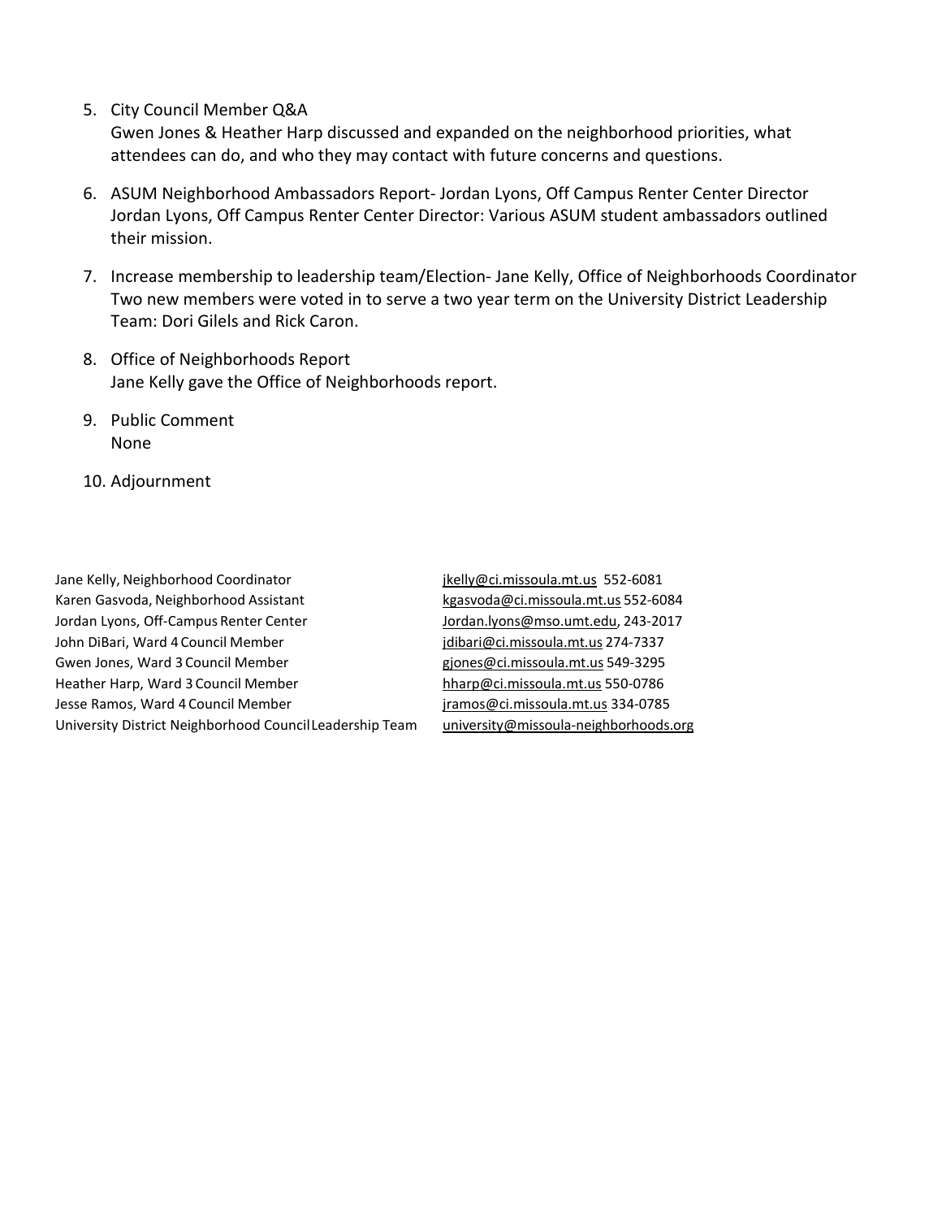5. City Council Member Q&A
   Gwen Jones & Heather Harp discussed and expanded on the neighborhood priorities, what attendees can do, and who they may contact with future concerns and questions.

6. ASUM Neighborhood Ambassadors Report- Jordan Lyons, Off Campus Renter Center Director
   Jordan Lyons, Off Campus Renter Center Director: Various ASUM student ambassadors outlined their mission.

7. Increase membership to leadership team/Election- Jane Kelly, Office of Neighborhoods Coordinator
   Two new members were voted in to serve a two year term on the University District Leadership Team: Dori Gilels and Rick Caron.

8. Office of Neighborhoods Report
   Jane Kelly gave the Office of Neighborhoods report.

9. Public Comment
   None

10. Adjournment

| | |
|---|---|
| Jane Kelly, Neighborhood Coordinator | jkelly@ci.missoula.mt.us 552-6081 |
| Karen Gasvoda, Neighborhood Assistant | kgasvoda@ci.missoula.mt.us 552-6084 |
| Jordan Lyons, Off-Campus Renter Center | Jordan.lyons@mso.umt.edu, 243-2017 |
| John DiBari, Ward 4 Council Member | jdibari@ci.missoula.mt.us 274-7337 |
| Gwen Jones, Ward 3 Council Member | gjones@ci.missoula.mt.us 549-3295 |
| Heather Harp, Ward 3 Council Member | hharp@ci.missoula.mt.us 550-0786 |
| Jesse Ramos, Ward 4 Council Member | jramos@ci.missoula.mt.us 334-0785 |
| University District Neighborhood Council Leadership Team | university@missoula-neighborhoods.org |